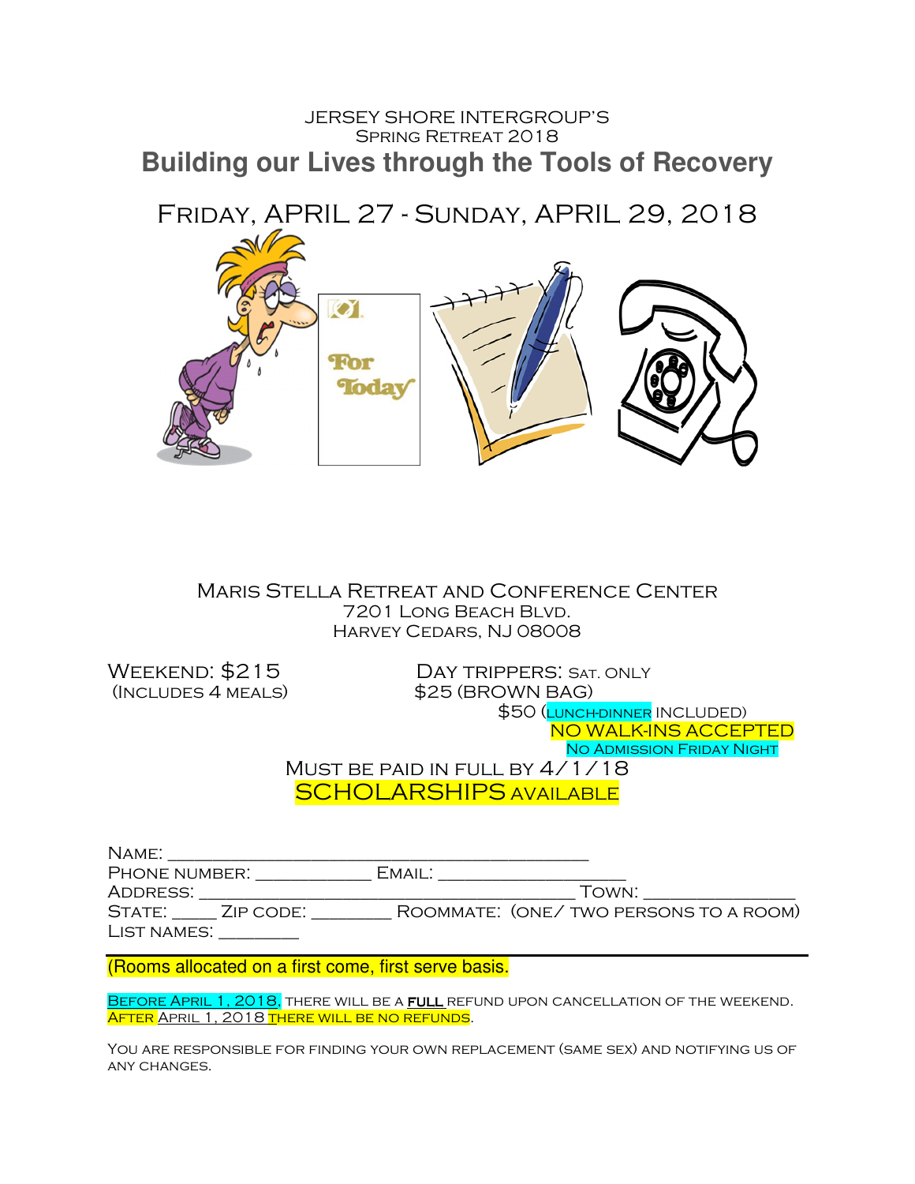Jersey Shore Intergroup's
Spring Retreat 2018

# Building our Lives through the Tools of Recovery

## Friday, April 27 - Sunday, April 29, 2018

For Today

Maris Stella Retreat and Conference Center
7201 Long Beach Blvd.
Harvey Cedars, NJ 08008

Weekend: $215
(Includes 4 meals)

Day Trippers: Sat. only
$25 (Brown Bag)
$50 (Lunch-Dinner included)

NO WALK-INS ACCEPTED
No Admission Friday Night

Must be paid in full by 4/1/18

SCHOLARSHIPS available

Name: ___________________________________________
Phone Number: ____________ Email: ____________________
Address: _______________________________________ Town: _______________
State: _____ Zip Code: ________ Roommate: (one/ two persons to a room)
List Names: ________

---

(Rooms allocated on a first come, first serve basis.

Before April 1, 2018, there will be a **full** refund upon cancellation of the weekend.
After April 1, 2018 there will be no refunds.

You are responsible for finding your own replacement (same sex) and notifying us of any changes.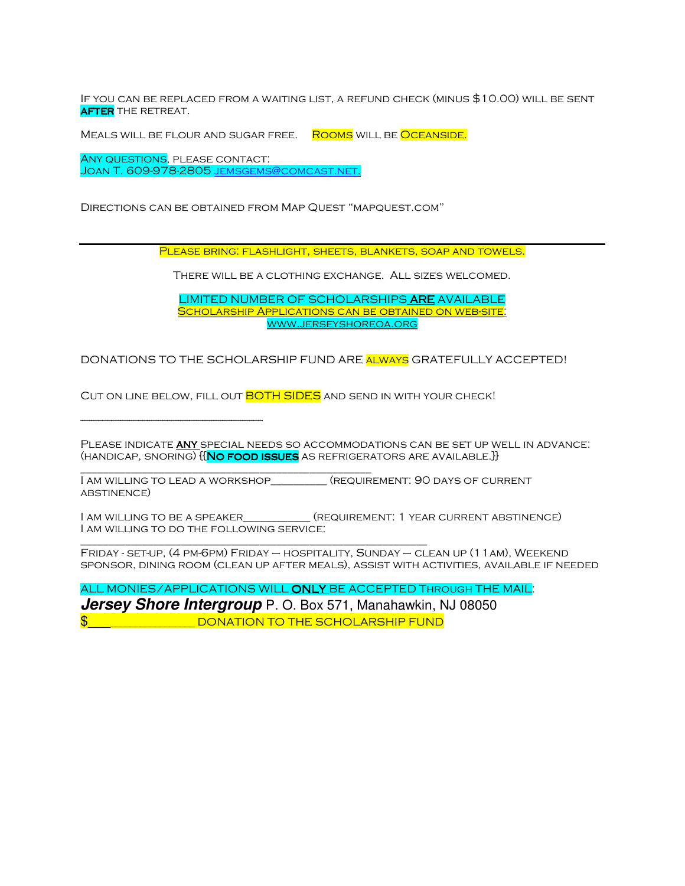If you can be replaced from a waiting list, a refund check (minus $10.00) will be sent **after** the retreat.

Meals will be flour and sugar free. Rooms will be Oceanside.

Any questions, please contact:
Joan T. 609-978-2805 jemsgems@comcast.net.

Directions can be obtained from Map Quest "mapquest.com"

---

Please bring: flashlight, sheets, blankets, soap and towels.

There will be a clothing exchange. All sizes welcomed.

LIMITED NUMBER OF SCHOLARSHIPS **ARE** AVAILABLE
Scholarship Applications can be obtained on web-site:
www.jerseyshoreoa.org

DONATIONS TO THE SCHOLARSHIP FUND ARE ALWAYS GRATEFULLY ACCEPTED!

Cut on line below, fill out BOTH SIDES and send in with your check!

---

Please indicate **any** special needs so accommodations can be set up well in advance: (handicap, snoring) {{**No food issues** as refrigerators are available.}}

______________________________________________

I am willing to lead a workshop_________ (requirement: 90 days of current abstinence)

I am willing to be a speaker___________ (requirement: 1 year current abstinence)
I am willing to do the following service:
_______________________________________________________

Friday - set-up, (4 pm-6pm) Friday – hospitality, Sunday – clean up (11am), Weekend sponsor, dining room (clean up after meals), assist with activities, available if needed

ALL MONIES/APPLICATIONS WILL **ONLY** BE ACCEPTED Through THE MAIL:
***Jersey Shore Intergroup*** P. O. Box 571, Manahawkin, NJ 08050
$_________________ DONATION TO THE SCHOLARSHIP FUND